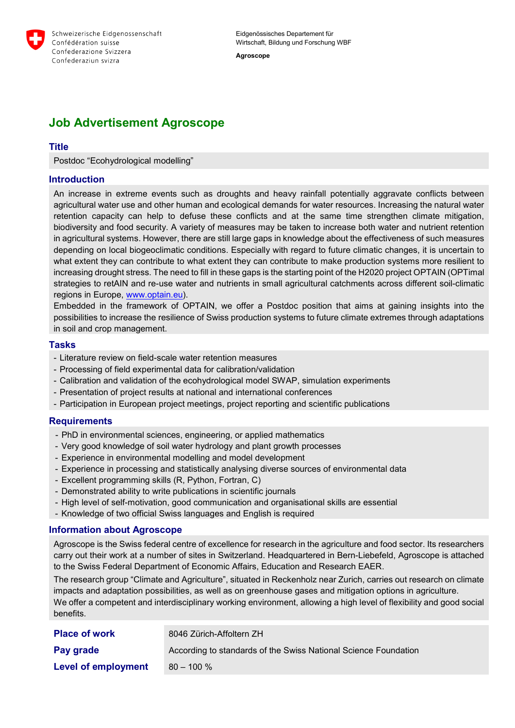Schweizerische Eidgenossenschaft
Confédération suisse
Confederazione Svizzera
Confederaziun svizra

Eidgenössisches Departement für
Wirtschaft, Bildung und Forschung WBF

**Agroscope**

# Job Advertisement Agroscope

## Title

Postdoc “Ecohydrological modelling”

## Introduction

An increase in extreme events such as droughts and heavy rainfall potentially aggravate conflicts between agricultural water use and other human and ecological demands for water resources. Increasing the natural water retention capacity can help to defuse these conflicts and at the same time strengthen climate mitigation, biodiversity and food security. A variety of measures may be taken to increase both water and nutrient retention in agricultural systems. However, there are still large gaps in knowledge about the effectiveness of such measures depending on local biogeoclimatic conditions. Especially with regard to future climatic changes, it is uncertain to what extent they can contribute to what extent they can contribute to make production systems more resilient to increasing drought stress. The need to fill in these gaps is the starting point of the H2020 project OPTAIN (OPTimal strategies to retAIN and re-use water and nutrients in small agricultural catchments across different soil-climatic regions in Europe, [www.optain.eu](http://www.optain.eu)).

Embedded in the framework of OPTAIN, we offer a Postdoc position that aims at gaining insights into the possibilities to increase the resilience of Swiss production systems to future climate extremes through adaptations in soil and crop management.

## Tasks

- Literature review on field-scale water retention measures
- Processing of field experimental data for calibration/validation
- Calibration and validation of the ecohydrological model SWAP, simulation experiments
- Presentation of project results at national and international conferences
- Participation in European project meetings, project reporting and scientific publications

## Requirements

- PhD in environmental sciences, engineering, or applied mathematics
- Very good knowledge of soil water hydrology and plant growth processes
- Experience in environmental modelling and model development
- Experience in processing and statistically analysing diverse sources of environmental data
- Excellent programming skills (R, Python, Fortran, C)
- Demonstrated ability to write publications in scientific journals
- High level of self-motivation, good communication and organisational skills are essential
- Knowledge of two official Swiss languages and English is required

## Information about Agroscope

Agroscope is the Swiss federal centre of excellence for research in the agriculture and food sector. Its researchers carry out their work at a number of sites in Switzerland. Headquartered in Bern-Liebefeld, Agroscope is attached to the Swiss Federal Department of Economic Affairs, Education and Research EAER.

The research group “Climate and Agriculture”, situated in Reckenholz near Zurich, carries out research on climate impacts and adaptation possibilities, as well as on greenhouse gases and mitigation options in agriculture.

We offer a competent and interdisciplinary working environment, allowing a high level of flexibility and good social benefits.

| | |
|---|---|
| **Place of work** | 8046 Zürich-Affoltern ZH |
| **Pay grade** | According to standards of the Swiss National Science Foundation |
| **Level of employment** | 80 – 100 % |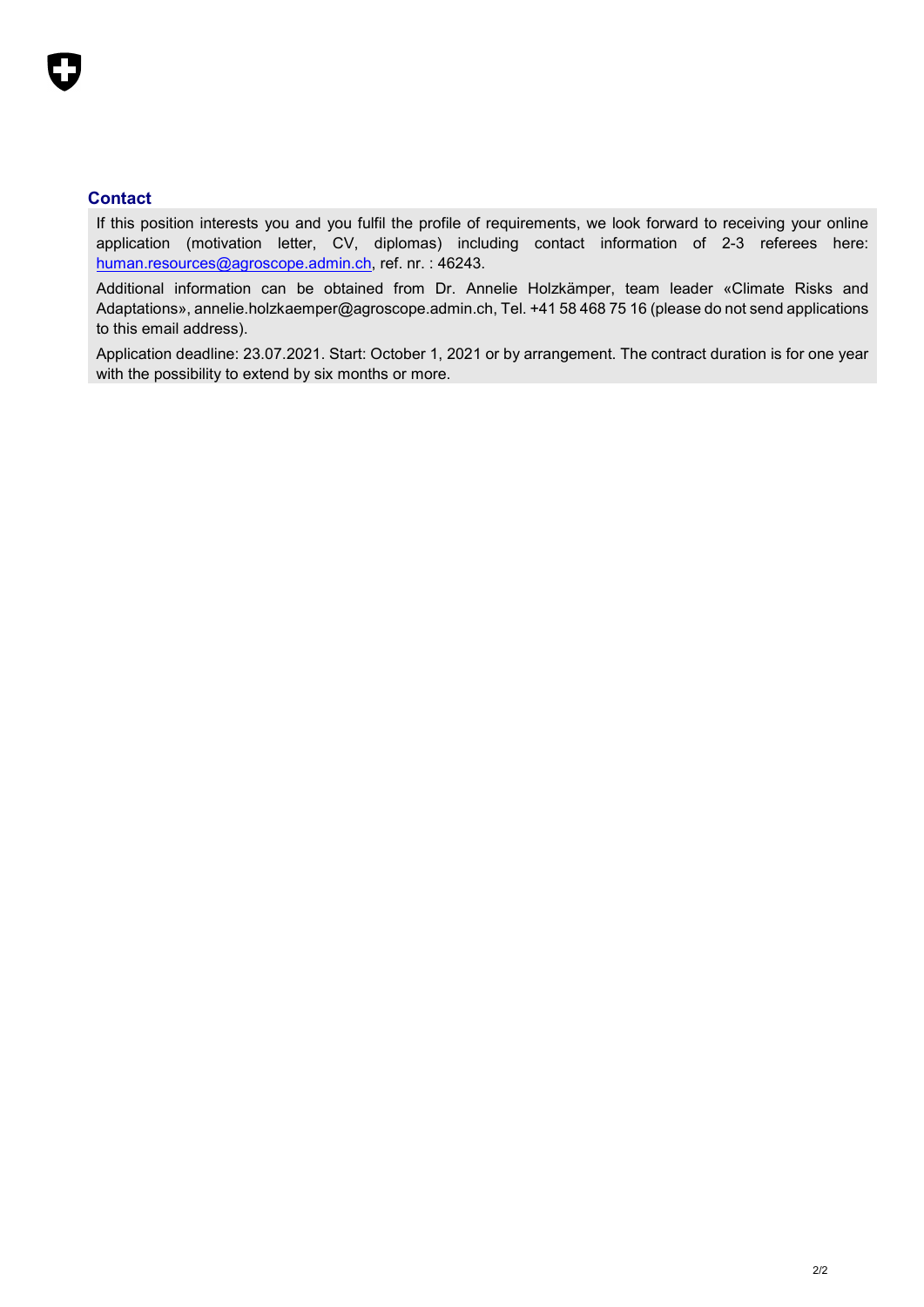## Contact

If this position interests you and you fulfil the profile of requirements, we look forward to receiving your online application (motivation letter, CV, diplomas) including contact information of 2-3 referees here: human.resources@agroscope.admin.ch, ref. nr. : 46243.

Additional information can be obtained from Dr. Annelie Holzkämper, team leader «Climate Risks and Adaptations», annelie.holzkaemper@agroscope.admin.ch, Tel. +41 58 468 75 16 (please do not send applications to this email address).

Application deadline: 23.07.2021. Start: October 1, 2021 or by arrangement. The contract duration is for one year with the possibility to extend by six months or more.